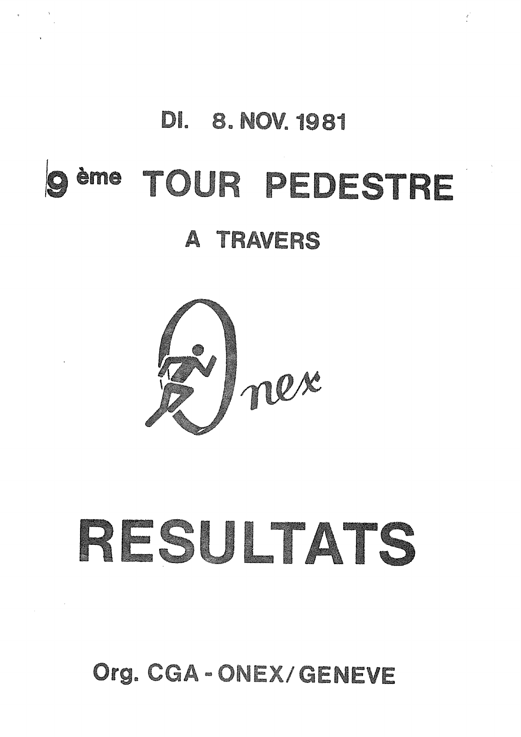DI. 8. NOV. 1981

# 9ème TOUR PEDESTRE

## A TRAVERS

Onex

# RESULTATS

**Org. CGA - ONEX/GENEVE**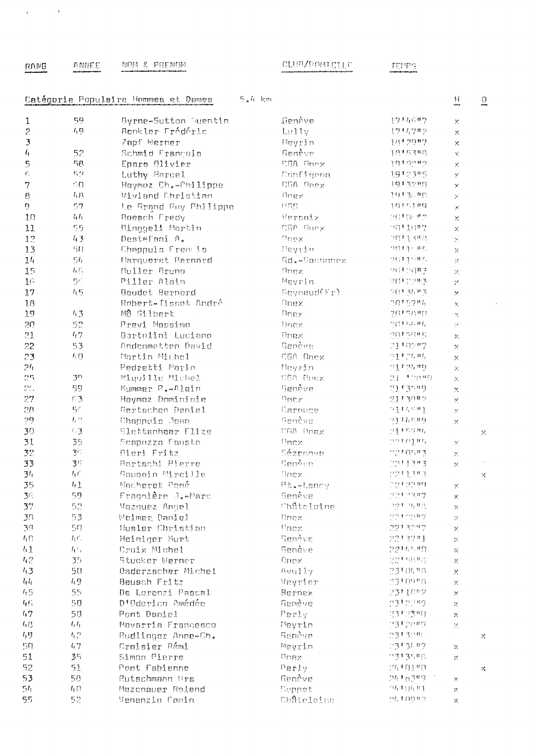| RANG | ANNEE | NOM & PRENOM | CLUB/DOMICILE | TEMPS | | |
|---|---|---|---|---|---|---|
| **Catégorie Populaire Hommes et Dames** | | 5.4 km | | | H | D |
| 1 | 59 | Byrne-Sutton Quentin | Genève | 17'46"7 | x | |
| 2 | 49 | Benkler Frédéric | Lully | 17'47"2 | x | |
| 3 | | Zapf Werner | Meyrin | 18'29"7 | x | |
| 4 | 52 | Schmid François | Genève | 18'53"8 | x | |
| 5 | 58 | Epars Olivier | CGA Onex | 19'02"2 | x | |
| 6 | 52 | Luthy Marcel | Confignon | 19'23"5 | x | |
| 7 | 50 | Haymoz Ch.-Philippe | CGA Onex | 19'32"0 | x | |
| 8 | 48 | Viviand Christian | Onex | 19'3."8 | x | |
| 9 | 57 | Le Grand Roy Philippe | USG | 19'51"9 | x | |
| 10 | 44 | Roesch Fredy | Versoix | 20'0."2 | x | |
| 11 | 55 | Ringgeli Martin | CGA Onex | 20'10"7 | x | |
| 12 | 43 | Destefani A. | Onex | 20'1.."8 | x | |
| 13 | 50 | Chappuis François | Meyrin | 20'1."5 | x | |
| 14 | 54 | Marquerat Bernard | Gd.-Saconnex | 20'1."5 | x | |
| 15 | 46 | Muller Bruno | Onex | 20'20"3 | x | |
| 16 | 59 | Piller Alain | Meyrin | 20'22"3 | x | |
| 17 | 45 | Baudet Bernard | Seynaud(Fr) | 20'36"3 | x | |
| 18 | | Robert-Tissot André | Onex | 20'57"6 | x | |
| 19 | 43 | Mô Gilbert | Onex | 20'58"0 | x | |
| 20 | 52 | Previ Massimo | Onex | 20'58"6 | x | |
| 21 | 47 | Bartolini Luciano | Onex | 20'58"5 | x | |
| 22 | 53 | Andenmatten David | Genève | 21'02"7 | x | |
| 23 | 40 | Martin Michel | CGA Onex | 21'24"4 | x | |
| 24 | | Pedretti Mario | Meyrin | 21'24"9 | x | |
| 25 | 39 | Miguille Michel | CGA Onex | 21'.."0 | x | |
| 26 | 59 | Kummer P.-Alain | Genève | 21'35"9 | x | |
| 27 | 63 | Haymoz Dominique | Onex | 21'30"2 | x | |
| 28 | 56 | Gertschen Daniel | Carouge | 21'4."1 | x | |
| 29 | 62 | Chappuis Jean | Genève | 21'46"9 | x | |
| 30 | 63 | Slettenhaar Elize | CGA Onex | 21'57"4 | | x |
| 31 | 35 | Scapozza Fausto | Onex | 22'01"5 | x | |
| 32 | 39 | Bieri Fritz | Bézenove | 22'05"3 | x | |
| 33 | 35 | Bertschi Pierre | Genève | 22'13"3 | x | |
| 34 | 40 | Gaupain Mireille | Onex | 22'13"3 | | x |
| 35 | 41 | Macheret René | Pt.-Lancy | 22'22"0 | x | |
| 36 | 59 | Fragnière J.-Marc | Genève | 22'23"7 | x | |
| 37 | 52 | Vazquez Angel | Châtelaine | 22'26"8 | x | |
| 38 | 53 | Weimer Daniel | Onex | 22'29"7 | x | |
| 39 | 50 | Husler Christian | Onex | 22'30"7 | x | |
| 40 | 46 | Heiniger Kurt | Genève | 22'37"1 | x | |
| 41 | 45 | Croix Michel | Genève | 22'44"8 | x | |
| 42 | 35 | Stucker Werner | Onex | 22'50"3 | x | |
| 43 | 50 | Oaderzacher Michel | Avully | 23'08"8 | x | |
| 44 | 49 | Beusch Fritz | Veyrier | 23'09"8 | x | |
| 45 | 55 | De Lorenzi Pascal | Bernex | 23'10"2 | x | |
| 46 | 50 | D'Oderico Amédée | Genève | 23'12"9 | x | |
| 47 | 50 | Pont Daniel | Perly | 23'13"0 | x | |
| 48 | 44 | Navarria Francesco | Meyrin | 23'20"9 | x | |
| 49 | 42 | Rudlinger Anne-Ch. | Genève | 23'30"0 | | x |
| 50 | 47 | Croisier Rémi | Meyrin | 23'34"7 | x | |
| 51 | 35 | Simon Pierre | Onex | 23'35"8 | x | |
| 52 | 51 | Pont Fabienne | Perly | 24'01"8 | | x |
| 53 | 58 | Rutschmann Urs | Genève | 24'03"9 | x | |
| 54 | 40 | Mazenauer Roland | Coppet | 24'08"1 | x | |
| 55 | 52 | Venanzio Fanin | Châtelaine | 24'09"2 | x | |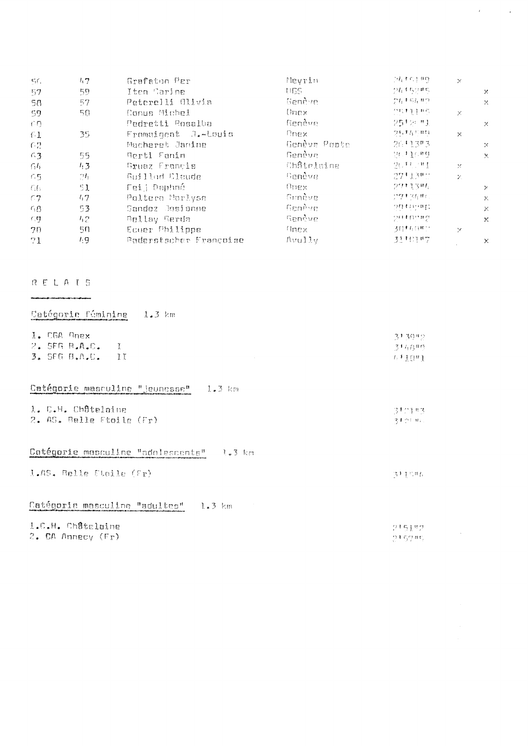| | | | | | | |
|---|---|---|---|---|---|---|
| 56 | 47 | Grafeton Per | Meyrin | 24'01"9 | x | |
| 57 | 59 | Iten Carine | UGS | 24'52"5 | | x |
| 58 | 57 | Peterelli Olivia | Genève | 24'54"2 | | x |
| 59 | 50 | Conus Michel | Onex | 25'11"5 | x | |
| 60 | | Pedretti Rosalba | Genève | 25'2 "1 | | x |
| 61 | 35 | Fromaigeat J.-Louis | Onex | 25'41"0 | x | |
| 62 | | Macheret Janine | Genève Poste | 26'13"3 | | x |
| 63 | 55 | Berti Fanin | Genève | 26'10"9 | | x |
| 64 | 43 | Gruaz Francis | Châtelaine | 26'1 "1 | x | |
| 65 | 24 | Guillod Claude | Genève | 27'13"? | x | |
| 66 | 51 | Feij Daphné | Onex | 27'13"4 | | x |
| 67 | 47 | Poltera Marlyse | Genève | 27'36"? | | x |
| 68 | 53 | Sandoz Josianne | Genève | 28'09"8 | | x |
| 69 | 42 | Bellay Gerda | Genève | 29'00"2 | | x |
| 70 | 50 | Ecuer Philippe | Onex | 30'40"? | x | |
| 71 | 49 | Baderstscher Françoise | Avully | 31'01"7 | | x |

## R E L A I S

### Catégorie féminine 1.3 km

1. CGA Onex — 3'30"2
2. SFG B.A.C. I — 3'40"9
3. SFG B.A.C. II — 4'10"1

### Catégorie masculine "jeunesse" 1.3 km

1. C.H. Châtelaine — 3'?1"3
2. AS. Belle Etoile (Fr) — 3'?"?

### Catégorie masculine "adolescents" 1.3 km

1. AS. Belle Etoile (Fr) — 3'10"4

### Catégorie masculine "adultes" 1.3 km

1. C.H. Châtelaine — 2'51"7
2. CA Annecy (Fr) — 2'57"4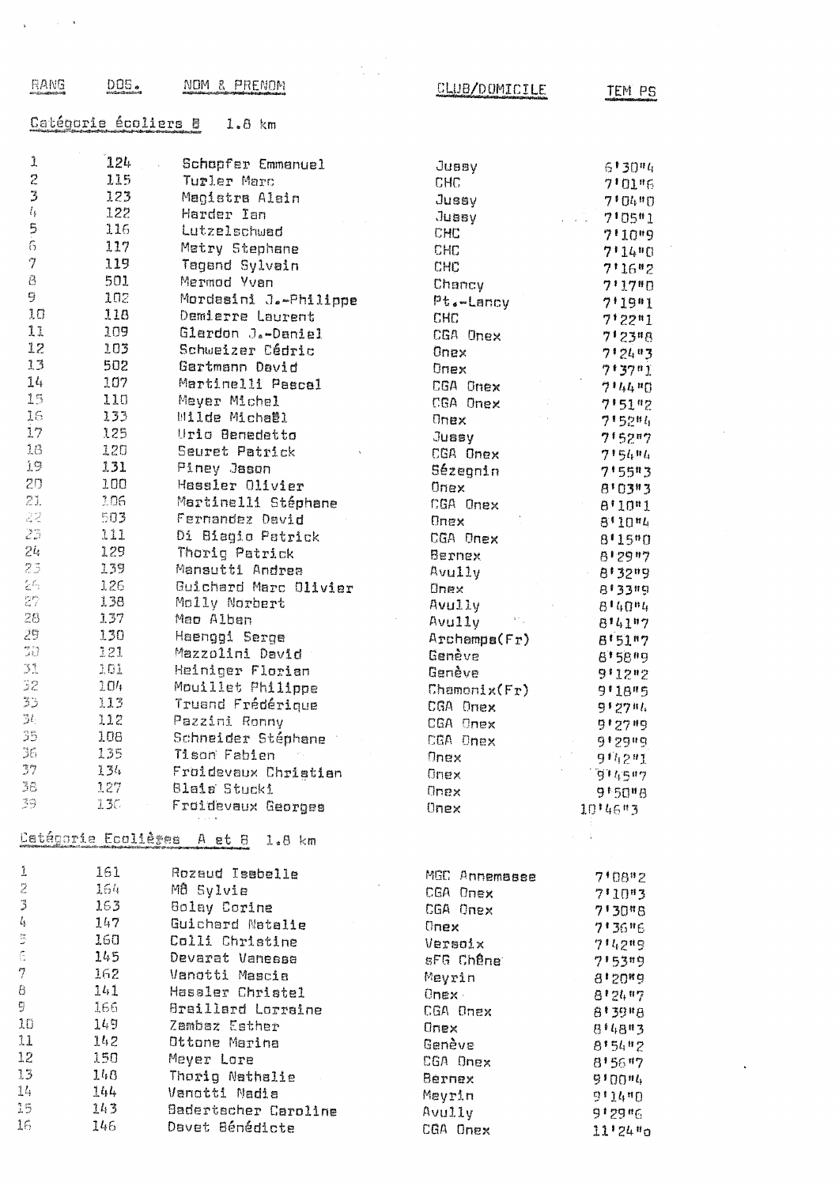| RANG | DOS. | NOM & PRENOM | CLUB/DOMICILE | TEMPS |
|---|---|---|---|---|

### Catégorie écoliers B 1.8 km

| RANG | DOS. | NOM & PRENOM | CLUB/DOMICILE | TEMPS |
|---|---|---|---|---|
| 1 | 124 | Schopfer Emmanuel | Jussy | 6'30"4 |
| 2 | 115 | Turler Marc | CHC | 7'01"6 |
| 3 | 123 | Magistra Alain | Jussy | 7'04"0 |
| 4 | 122 | Harder Ian | Jussy | 7'05"1 |
| 5 | 116 | Lutzelschwad | CHC | 7'10"9 |
| 6 | 117 | Metry Stephane | CHC | 7'14"0 |
| 7 | 119 | Tagand Sylvain | CHC | 7'16"2 |
| 8 | 501 | Mermod Yvan | Chancy | 7'17"0 |
| 9 | 102 | Mordasini J.-Philippe | Pt.-Lancy | 7'19"1 |
| 10 | 118 | Demierre Laurent | CHC | 7'22"1 |
| 11 | 109 | Glardon J.-Daniel | CGA Onex | 7'23"8 |
| 12 | 103 | Schweizer Cédric | Onex | 7'24"3 |
| 13 | 502 | Gartmann David | Onex | 7'37"1 |
| 14 | 107 | Martinelli Pascal | CGA Onex | 7'44"0 |
| 15 | 110 | Meyer Michel | CGA Onex | 7'51"2 |
| 16 | 133 | Wilde Michaël | Onex | 7'52"4 |
| 17 | 125 | Urio Benedetto | Jussy | 7'52"7 |
| 18 | 120 | Seuret Patrick | CGA Onex | 7'54"4 |
| 19 | 131 | Piney Jason | Sézegnin | 7'55"3 |
| 20 | 100 | Hassler Olivier | Onex | 8'03"3 |
| 21 | 106 | Martinelli Stéphane | CGA Onex | 8'10"1 |
| 22 | 503 | Fernandez David | Onex | 8'10"4 |
| 23 | 111 | Di Biagio Patrick | CGA Onex | 8'15"0 |
| 24 | 129 | Thorig Patrick | Bernex | 8'29"7 |
| 25 | 139 | Mansutti Andrea | Avully | 8'32"9 |
| 26 | 126 | Guichard Marc Olivier | Onex | 8'33"9 |
| 27 | 138 | Molly Norbert | Avully | 8'40"4 |
| 28 | 137 | Mao Alban | Avully | 8'41"7 |
| 29 | 130 | Haenggi Serge | Archamps(Fr) | 8'51"7 |
| 30 | 121 | Mazzolini David | Genève | 8'58"9 |
| 31 | 101 | Heiniger Florian | Genève | 9'12"2 |
| 32 | 104 | Mouillet Philippe | Chamonix(Fr) | 9'18"5 |
| 33 | 113 | Truand Frédérique | CGA Onex | 9'27"4 |
| 34 | 112 | Pazzini Ronny | CGA Onex | 9'27"9 |
| 35 | 108 | Schneider Stéphane | CGA Onex | 9'29"9 |
| 36 | 135 | Tison Fabien | Onex | 9'42"1 |
| 37 | 134 | Froideveaux Christian | Onex | 9'45"7 |
| 38 | 127 | Blais Stucki | Onex | 9'50"8 |
| 39 | 136 | Froideveaux Georges | Onex | 10'46"3 |

### Catégorie Ecolières A et B 1.8 km

| RANG | DOS. | NOM & PRENOM | CLUB/DOMICILE | TEMPS |
|---|---|---|---|---|
| 1 | 161 | Rozaud Isabelle | MGC Annemasse | 7'08"2 |
| 2 | 164 | Mô Sylvie | CGA Onex | 7'10"3 |
| 3 | 163 | Bolay Corine | CGA Onex | 7'30"8 |
| 4 | 147 | Guichard Natalie | Onex | 7'36"6 |
| 5 | 160 | Colli Christine | Versoix | 7'42"9 |
| 6 | 145 | Devarat Vanessa | sFG Chêne | 7'53"9 |
| 7 | 162 | Vanotti Mascia | Meyrin | 8'20"9 |
| 8 | 141 | Hassler Christel | Onex | 8'24"7 |
| 9 | 166 | Braillard Lorraine | CGA Onex | 8'39"8 |
| 10 | 149 | Zambaz Esther | Onex | 8'48"3 |
| 11 | 142 | Ottone Marina | Genève | 8'54"2 |
| 12 | 150 | Meyer Lore | CGA Onex | 8'56"7 |
| 13 | 148 | Thorig Nathalie | Bernex | 9'00"4 |
| 14 | 144 | Vanotti Nadia | Meyrin | 9'14"0 |
| 15 | 143 | Badertscher Caroline | Avully | 9'29"6 |
| 16 | 146 | Davet Bénédicte | CGA Onex | 11'24"0 |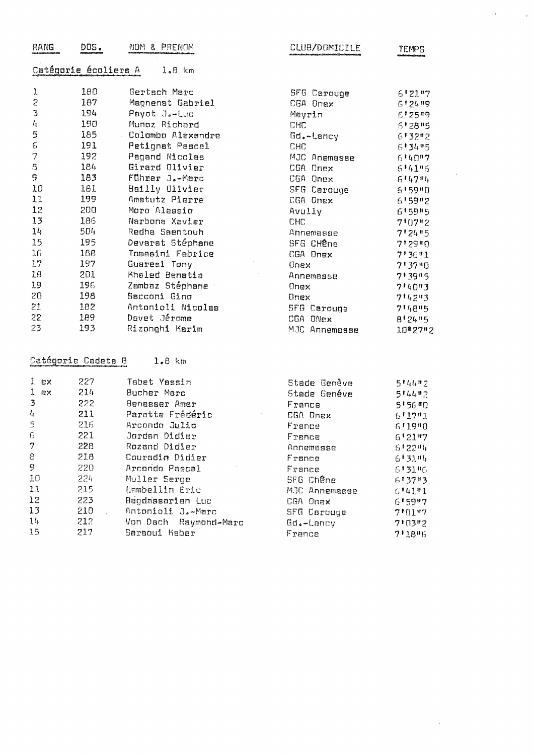| RANG | DOS. | NOM & PRENOM | CLUB/DOMICILE | TEMPS |
|---|---|---|---|---|

Catégorie écoliers A 1.8 km

| RANG | DOS. | NOM & PRENOM | CLUB/DOMICILE | TEMPS |
|---|---|---|---|---|
| 1 | 180 | Gertsch Marc | SFG Carouge | 6'21"7 |
| 2 | 187 | Magnenat Gabriel | CGA Onex | 6'24"9 |
| 3 | 194 | Payot J.-Luc | Meyrin | 6'25"9 |
| 4 | 190 | Munoz Richard | CHC | 6'28"5 |
| 5 | 185 | Colombo Alexandre | Gd.-Lancy | 6'32"2 |
| 6 | 191 | Petignat Pascal | CHC | 6'34"5 |
| 7 | 192 | Pagand Nicolas | MJC Annemasse | 6'40"7 |
| 8 | 184 | Girard Olivier | CGA Onex | 6'41"6 |
| 9 | 183 | Führer J.-Marc | CGA Onex | 6'47"4 |
| 10 | 181 | Bailly Olivier | SFG Carouge | 6'59"0 |
| 11 | 199 | Amstutz Pierre | CGA Onex | 6'59"2 |
| 12 | 200 | Moro Alessio | Avully | 6'59"5 |
| 13 | 186 | Narbona Xavier | CHC | 7'07"2 |
| 14 | 504 | Redha Saentouh | Annemasse | 7'24"5 |
| 15 | 195 | Devarat Stéphane | SFG CHêne | 7'29"0 |
| 16 | 188 | Tomasini Fabrice | CGA Onex | 7'36"1 |
| 17 | 197 | Guaresi Tony | Onex | 7'37"0 |
| 18 | 201 | Khaled Benatia | Annemasse | 7'39"5 |
| 19 | 196 | Zambaz Stéphane | Onex | 7'40"3 |
| 20 | 198 | Sacconi Gino | Onex | 7'42"3 |
| 21 | 182 | Antonioli Nicolas | SFG Carouge | 7'48"5 |
| 22 | 189 | Davet Jérome | CGA ONex | 8'24"5 |
| 23 | 193 | Rizonghi Karim | MJC Annemasse | 10'27"2 |

Catégorie Cadets B 1.8 km

| RANG | DOS. | NOM & PRENOM | CLUB/DOMICILE | TEMPS |
|---|---|---|---|---|
| 1 ex | 227 | Tabet Yassin | Stade Genève | 5'44"2 |
| 1 ex | 214 | Bucher Marc | Stade Genéve | 5'44"2 |
| 3 | 222 | Benasser Amer | France | 5'56"0 |
| 4 | 211 | Paratte Frédéric | CGA Onex | 6'17"1 |
| 5 | 216 | Arcondo Julio | France | 6'19"0 |
| 6 | 221 | Jordan Didier | France | 6'21"7 |
| 7 | 228 | Rozand Didier | Annemasse | 6'22"4 |
| 8 | 218 | Couradin Didier | France | 6'31"4 |
| 9 | 220 | Arcondo Pascal | France | 6'31"6 |
| 10 | 224 | Muller Serge | SFG Chêne | 6'37"3 |
| 11 | 215 | Lambellin Eric | MJC Annemasse | 6'41"1 |
| 12 | 223 | Bagdassarian Luc | CGA Onex | 6'59"7 |
| 13 | 210 | Antonioli J.-Marc | SFG Carouge | 7'01"7 |
| 14 | 212 | Von Dach Raymond-Marc | Gd.-Lancy | 7'03"2 |
| 15 | 217 | Saraoui Kaber | France | 7'18"6 |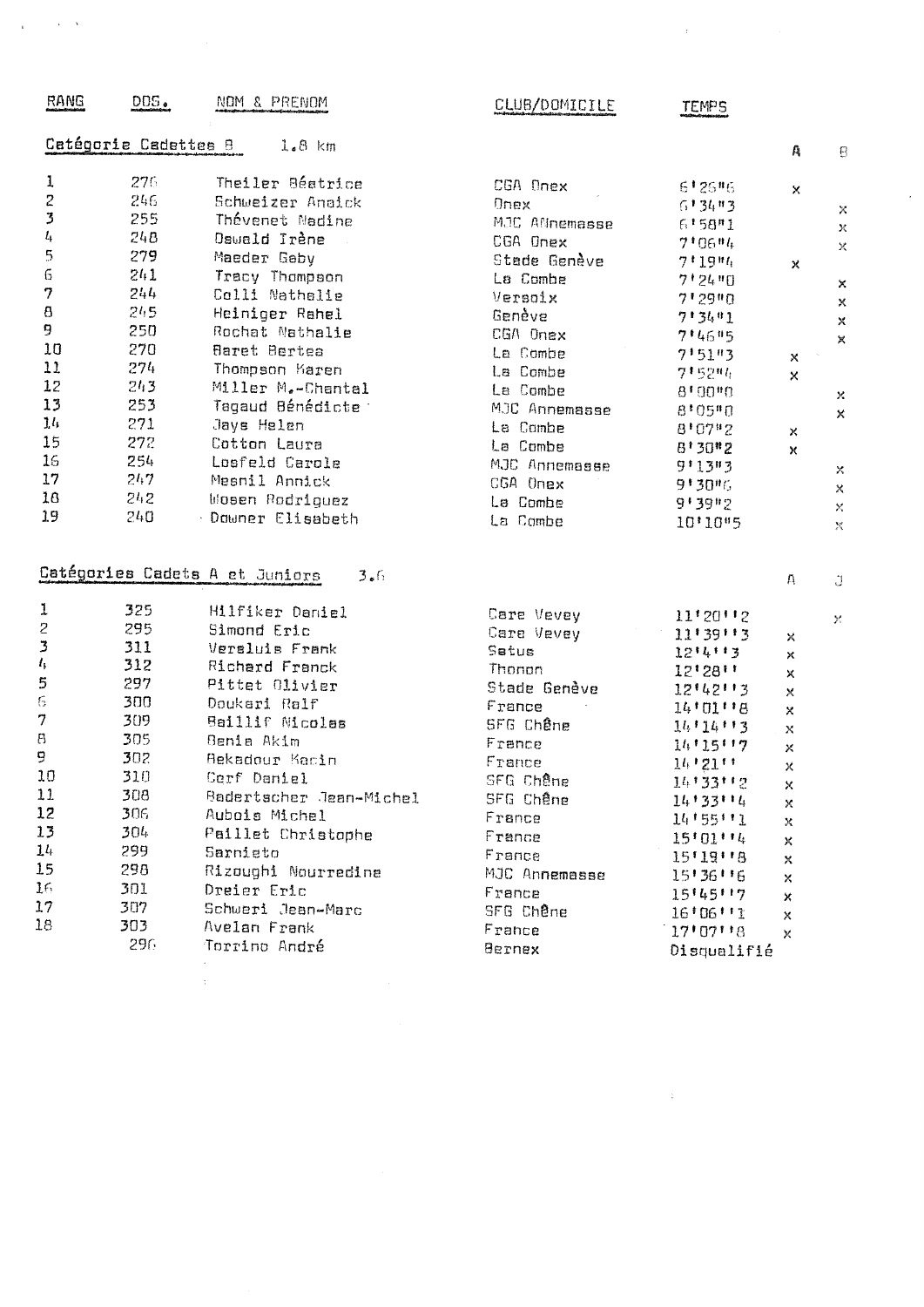| RANG | DOS. | NOM & PRENOM | CLUB/DOMICILE | TEMPS | | |
|---|---|---|---|---|---|---|
| **Catégorie Cadettes B** | | 1.8 km | | | A | B |
| 1 | 276 | Theiler Béatrice | CGA Onex | 6'25"6 | x | |
| 2 | 246 | Schweizer Anaick | Onex | 6'34"3 | | x |
| 3 | 255 | Thévenet Nadine | MJC Annemasse | 6'58"1 | | x |
| 4 | 248 | Oswald Irène | CGA Onex | 7'06"4 | | x |
| 5 | 279 | Maeder Gaby | Stade Genève | 7'19"4 | x | |
| 6 | 241 | Tracy Thompson | La Combe | 7'24"0 | | x |
| 7 | 244 | Colli Nathalie | Versoix | 7'29"0 | | x |
| 8 | 245 | Heiniger Rahel | Genève | 7'34"1 | | x |
| 9 | 250 | Rochat Nathalie | CGA Onex | 7'46"5 | | x |
| 10 | 270 | Baret Bertea | La Combe | 7'51"3 | x | |
| 11 | 274 | Thompson Karen | La Combe | 7'52"4 | x | |
| 12 | 243 | Miller M.-Chantal | La Combe | 8'00"0 | | x |
| 13 | 253 | Tagaud Bénédicte | MJC Annemasse | 8'05"0 | | x |
| 14 | 271 | Jays Helen | La Combe | 8'07"2 | x | |
| 15 | 272 | Cotton Laura | La Combe | 8'30"2 | x | |
| 16 | 254 | Losfeld Carole | MJC Annemasse | 9'13"3 | | x |
| 17 | 247 | Mesnil Annick | CGA Onex | 9'30"6 | | x |
| 18 | 242 | Mosen Rodriguez | La Combe | 9'39"2 | | x |
| 19 | 240 | Downer Elisabeth | La Combe | 10'10"5 | | x |

| RANG | DOS. | NOM & PRENOM | CLUB/DOMICILE | TEMPS | | |
|---|---|---|---|---|---|---|
| **Catégories Cadets A et Juniors** | | 3.6 | | | A | J |
| 1 | 325 | Hilfiker Daniel | Care Vevey | 11'20''2 | | x |
| 2 | 295 | Simond Eric | Care Vevey | 11'39''3 | x | |
| 3 | 311 | Versluis Frank | Satus | 12'4''3 | x | |
| 4 | 312 | Richard Franck | Thonon | 12'28'' | x | |
| 5 | 297 | Pittet Olivier | Stade Genève | 12'42''3 | x | |
| 6 | 300 | Doukari Ralf | France | 14'01''8 | x | |
| 7 | 309 | Baillif Nicolas | SFG Chêne | 14'14''3 | x | |
| 8 | 305 | Benia Akim | France | 14'15''7 | x | |
| 9 | 302 | Bekadour Karin | France | 14'21'' | x | |
| 10 | 310 | Cerf Daniel | SFG Chêne | 14'33''2 | x | |
| 11 | 308 | Badertscher Jean-Michel | SFG Chêne | 14'33''4 | x | |
| 12 | 306 | Aubois Michel | France | 14'55''1 | x | |
| 13 | 304 | Paillet Christophe | France | 15'01''4 | x | |
| 14 | 299 | Sarnieto | France | 15'19''8 | x | |
| 15 | 298 | Rizoughi Nourredine | MJC Annemasse | 15'36''6 | x | |
| 16 | 301 | Dreier Eric | France | 15'45''7 | x | |
| 17 | 307 | Schweri Jean-Marc | SFG Chêne | 16'06''1 | x | |
| 18 | 303 | Avelan Frank | France | 17'07''8 | x | |
| | 296 | Torrino André | Bernex | Disqualifié | | |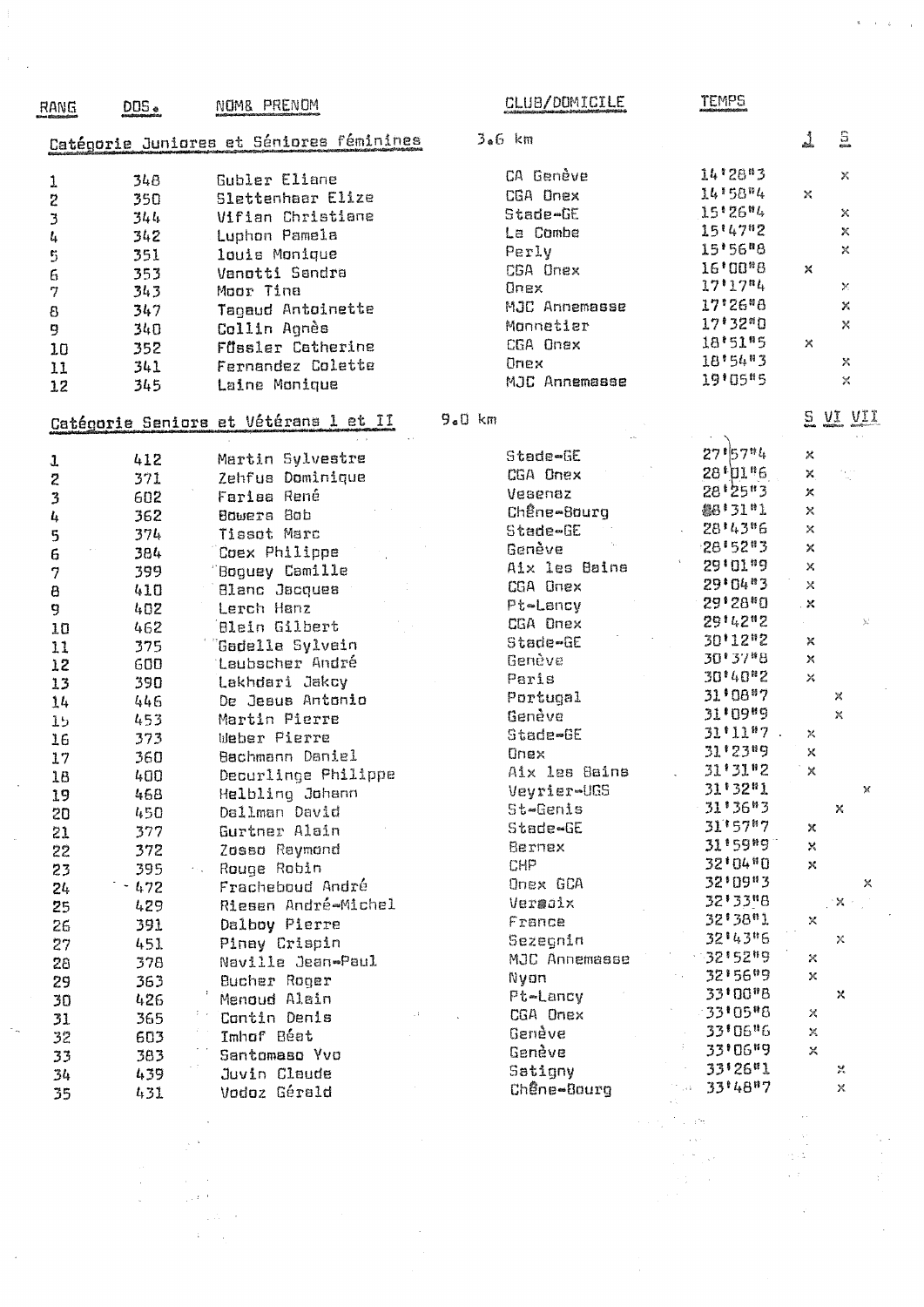| RANG | DOS. | NOM& PRENOM | CLUB/DOMICILE | TEMPS | | |
|---|---|---|---|---|---|---|
| **Catégorie Juniores et Séniores féminines** | | | 3.6 km | | J | S |
| 1 | 348 | Gubler Eliane | CA Genève | 14'28"3 | | x |
| 2 | 350 | Slettenhaar Elize | CGA Onex | 14'58"4 | x | |
| 3 | 344 | Vifian Christiane | Stade-GE | 15'26"4 | | x |
| 4 | 342 | Luphon Pamela | La Combe | 15'47"2 | | x |
| 5 | 351 | louis Monique | Perly | 15'56"8 | | x |
| 6 | 353 | Venotti Sandra | CGA Onex | 16'00"8 | x | |
| 7 | 343 | Moor Tina | Onex | 17'17"4 | | x |
| 8 | 347 | Tagaud Antoinette | MJC Annemasse | 17'26"8 | | x |
| 9 | 340 | Collin Agnès | Monnetier | 17'32"0 | | x |
| 10 | 352 | Füssler Catherine | CGA Onex | 18'51"5 | x | |
| 11 | 341 | Fernandez Colette | Onex | 18'54"3 | | x |
| 12 | 345 | Laine Monique | MJC Annemasse | 19'05"5 | | x |

| RANG | DOS. | NOM& PRENOM | CLUB/DOMICILE | TEMPS | | | |
|---|---|---|---|---|---|---|---|
| **Catégorie Seniors et Vétérans I et II** | | | 9.0 km | | S | VI | VII |
| 1 | 412 | Martin Sylvestre | Stade-GE | 27'57"4 | x | | |
| 2 | 371 | Zehfus Dominique | CGA Onex | 28'01"6 | x | | |
| 3 | 602 | Farisa René | Vesenaz | 28'25"3 | x | | |
| 4 | 362 | Bowers Bob | Chêne-Bourg | 28'31"1 | x | | |
| 5 | 374 | Tissot Marc | Stade-GE | 28'43"6 | x | | |
| 6 | 384 | Coex Philippe | Genève | 28'52"3 | x | | |
| 7 | 399 | Boguey Camille | Aix les Bains | 29'01"9 | x | | |
| 8 | 410 | Blanc Jacques | CGA Onex | 29'04"3 | x | | |
| 9 | 402 | Lerch Hanz | Pt-Lancy | 29'28"0 | x | | |
| 10 | 462 | Blein Gilbert | CGA Onex | 29'42"2 | | | x |
| 11 | 375 | Gadella Sylvain | Stade-GE | 30'12"2 | x | | |
| 12 | 600 | Leubscher André | Genève | 30'37"8 | x | | |
| 13 | 390 | Lakhdari Jakcy | Paris | 30'40"2 | x | | |
| 14 | 446 | De Jesus Antonio | Portugal | 31'08"7 | | x | |
| 15 | 453 | Martin Pierre | Genève | 31'09"9 | | x | |
| 16 | 373 | Weber Pierre | Stade-GE | 31'11"7 | x | | |
| 17 | 360 | Bachmann Daniel | Onex | 31'23"9 | x | | |
| 18 | 400 | Decurlinge Philippe | Aix les Bains | 31'31"2 | x | | |
| 19 | 468 | Helbling Johann | Veyrier-UGS | 31'32"1 | | | x |
| 20 | 450 | Dallman David | St-Genis | 31'36"3 | | x | |
| 21 | 377 | Gurtner Alain | Stade-GE | 31'57"7 | x | | |
| 22 | 372 | Zosso Raymond | Bernex | 31'59"9 | x | | |
| 23 | 395 | Rouge Robin | CHP | 32'04"0 | x | | |
| 24 | 472 | Fracheboud André | Onex GCA | 32'09"3 | | | x |
| 25 | 429 | Riesen André-Michel | Versoix | 32'33"8 | | x | |
| 26 | 391 | Dalboy Pierre | France | 32'38"1 | x | | |
| 27 | 451 | Pinay Crispin | Sezegnin | 32'43"6 | | x | |
| 28 | 378 | Naville Jean-Paul | MJC Annemasse | 32'52"9 | x | | |
| 29 | 363 | Bucher Roger | Nyon | 32'56"9 | x | | |
| 30 | 426 | Menoud Alain | Pt-Lancy | 33'00"8 | | x | |
| 31 | 365 | Contin Denis | CGA Onex | 33'05"8 | x | | |
| 32 | 603 | Imhof Béat | Genève | 33'06"6 | x | | |
| 33 | 383 | Santomaso Yvo | Genève | 33'06"9 | x | | |
| 34 | 439 | Juvin Claude | Satigny | 33'26"1 | | x | |
| 35 | 431 | Vodoz Gérald | Chêne-Bourg | 33'48"7 | | x | |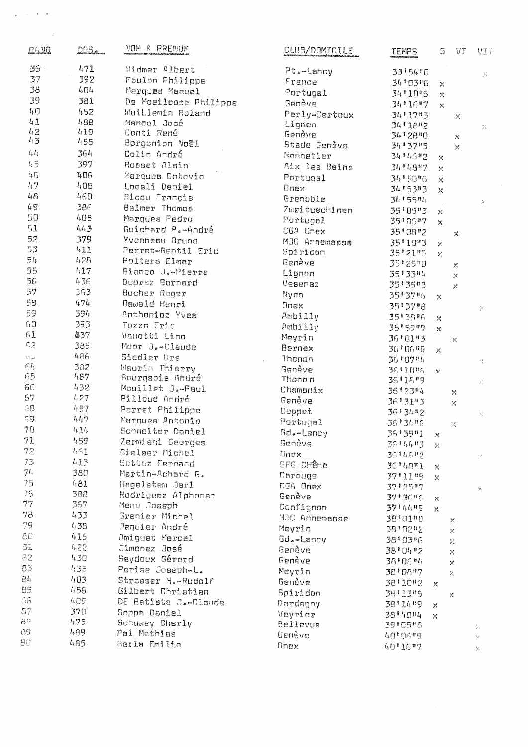| RANG | DOS. | NOM & PRENOM | CLUB/DOMICILE | TEMPS | S | VI | VII |
|---|---|---|---|---|---|---|---|
| 36 | 471 | Widmer Albert | Pt.-Lancy | 33'54"0 | | | x |
| 37 | 392 | Foulon Philippe | France | 34'03"6 | x | | |
| 38 | 404 | Marques Manuel | Portugal | 34'10"6 | x | | |
| 39 | 381 | De Moeiloose Philippe | Genève | 34'16"7 | x | | |
| 40 | 452 | Wuillemin Roland | Perly-Certoux | 34'17"3 | | x | |
| 41 | 488 | Manoel José | Lignon | 34'18"2 | | | x |
| 42 | 419 | Conti René | Genève | 34'28"0 | | x | |
| 43 | 455 | Borgonion Noël | Stade Genève | 34'37"5 | | x | |
| 44 | 364 | Colin André | Monnetier | 34'46"2 | x | | |
| 45 | 397 | Rosset Alain | Aix les Bains | 34'48"7 | x | | |
| 46 | 406 | Marques Cotovio | Portugal | 34'50"6 | x | | |
| 47 | 408 | Loosli Daniel | Onex | 34'53"3 | x | | |
| 48 | 460 | Ricou François | Grenoble | 34'55"4 | | | x |
| 49 | 386 | Balmer Thomas | Zweitueschinen | 35'05"3 | x | | |
| 50 | 405 | Marques Pedro | Portugal | 35'06"7 | x | | |
| 51 | 443 | Guichard P.-André | CGA Onex | 35'08"2 | | x | |
| 52 | 379 | Yvonneau Bruno | MJC Annemasse | 35'10"3 | x | | |
| 53 | 411 | Perret-Gentil Eric | Spiridon | 35'21"6 | x | | |
| 54 | 428 | Poltera Elmar | Genève | 35'25"0 | | x | |
| 55 | 417 | Bianco J.-Pierre | Lignon | 35'33"4 | | x | |
| 56 | 436 | Duprez Bernard | Vesenaz | 35'35"8 | | x | |
| 57 | 363 | Bucher Roger | Nyon | 35'37"6 | x | | |
| 58 | 474 | Oswald Henri | Onex | 35'37"8 | | | x |
| 59 | 394 | Anthonioz Yves | Ambilly | 35'38"6 | x | | |
| 60 | 393 | Tozzo Eric | Ambilly | 35'59"9 | x | | |
| 61 | 437 | Vanotti Lino | Meyrin | 36'01"3 | | x | |
| 62 | 385 | Moor J.-Claude | Bernex | 36'06"0 | x | | |
| 63 | 486 | Siedler Urs | Thonon | 36'07"4 | | | x |
| 64 | 382 | Maurin Thierry | Genève | 36'10"6 | x | | |
| 65 | 487 | Bourgeois André | Thonon | 36'18"9 | | | x |
| 66 | 432 | Mouillet J.-Paul | Chamonix | 36'23"4 | | x | |
| 67 | 427 | Pilloud André | Genève | 36'31"3 | | x | |
| 68 | 457 | Perret Philippe | Coppet | 36'34"2 | | | x |
| 69 | 447 | Marques Antonio | Portugal | 36'34"6 | | x | |
| 70 | 414 | Schneiter Daniel | Gd.-Lancy | 36'39"1 | x | | |
| 71 | 459 | Zermiani Georges | Genève | 36'44"3 | x | | |
| 72 | 461 | Bielser Michel | Onex | 36'46"2 | | | x |
| 73 | 413 | Sottaz Fernand | SFG Chêne | 36'48"1 | x | | |
| 74 | 380 | Martin-Achard G. | Carouge | 37'11"9 | x | | |
| 75 | 481 | Hagelstam Jarl | CGA Onex | 37'25"7 | | | x |
| 76 | 388 | Rodriguez Alphonso | Genève | 37'36"6 | x | | |
| 77 | 367 | Menu Joseph | Confignon | 37'44"9 | x | | |
| 78 | 433 | Grenier Michel | MJC Annemasse | 38'01"0 | | x | |
| 79 | 438 | Jequier André | Meyrin | 38'02"2 | | x | |
| 80 | 415 | Amiguet Marcel | Gd.-Lancy | 38'03"6 | | x | |
| 81 | 422 | Jimenez José | Genève | 38'04"2 | | x | |
| 82 | 430 | Seydoux Gérard | Genève | 38'06"4 | | x | |
| 83 | 435 | Perise Joseph-L. | Meyrin | 38'08"7 | | x | |
| 84 | 403 | Strasser H.-Rudolf | Genève | 38'10"2 | x | | |
| 85 | 458 | Gilbert Christian | Spiridon | 38'13"5 | | x | |
| 86 | 409 | DE Batista J.-Claude | Dardagny | 38'14"9 | x | | |
| 87 | 370 | Soppa Daniel | Veyrier | 38'48"4 | x | | |
| 88 | 475 | Schuwey Charly | Bellevue | 39'05"8 | | | x |
| 89 | 489 | Pel Mathias | Genève | 40'06"9 | | | x |
| 90 | 485 | Berla Emilio | Onex | 40'16"7 | | | x |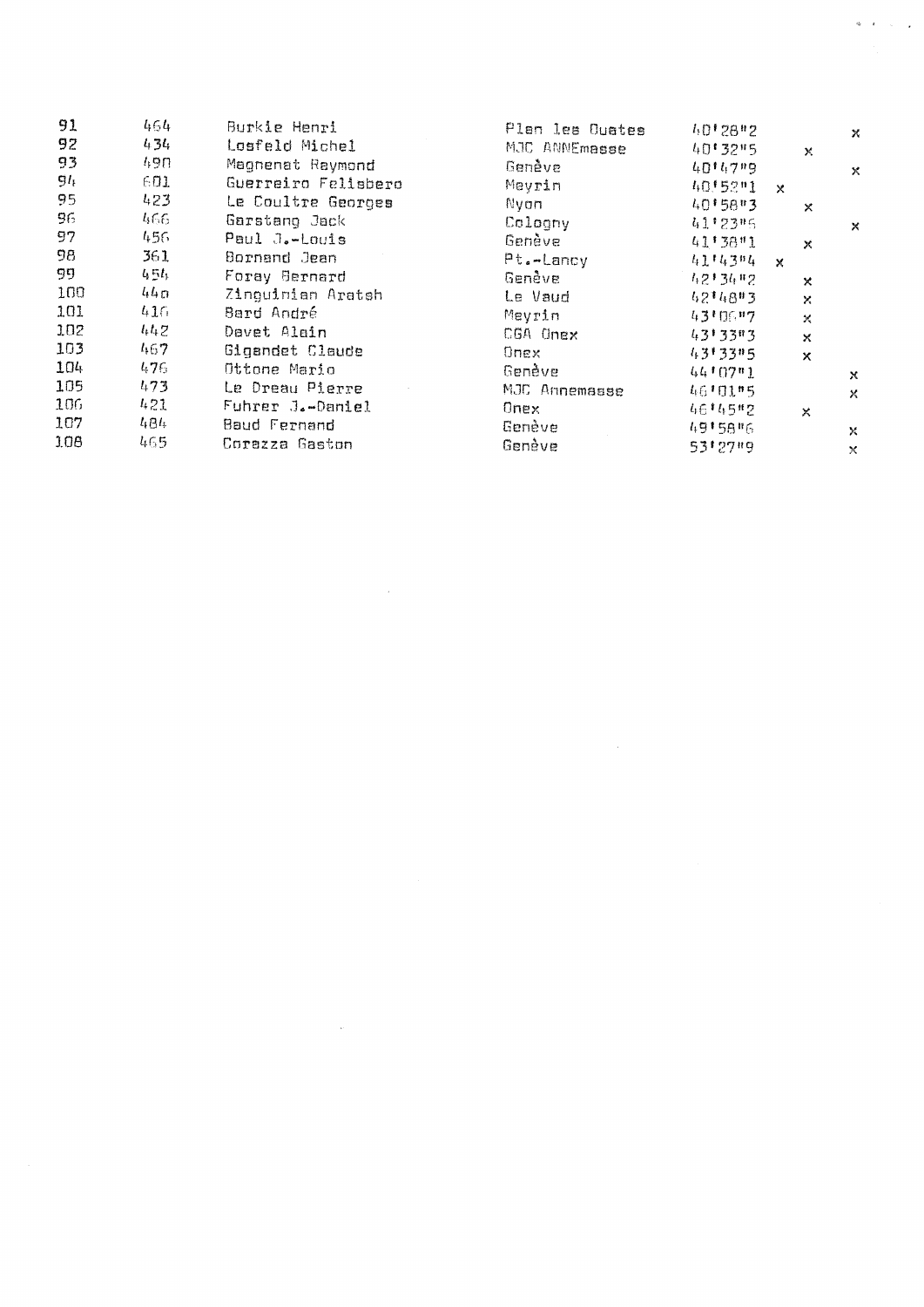| | | | | | | | |
|---|---|---|---|---|---|---|---|
| 91 | 464 | Burkie Henri | Plan les Ouates | 40'28"2 | | | x |
| 92 | 434 | Losfeld Michel | MJC ANNEmasse | 40'32"5 | | x | |
| 93 | 490 | Magnenat Raymond | Genève | 40'47"9 | | | x |
| 94 | 601 | Guerreiro Felisbero | Meyrin | 40'52"1 | x | | |
| 95 | 423 | Le Coultre Georges | Nyon | 40'58"3 | | x | |
| 96 | 466 | Garstang Jack | Cologny | 41'23"5 | | | x |
| 97 | 456 | Paul J.-Louis | Genève | 41'38"1 | | x | |
| 98 | 361 | Bornand Jean | Pt.-Lancy | 41'43"4 | x | | |
| 99 | 454 | Foray Bernard | Genève | 42'34"2 | | x | |
| 100 | 440 | Zinguinian Aratsh | Le Vaud | 42'48"3 | | x | |
| 101 | 410 | Bard André | Meyrin | 43'06"7 | | x | |
| 102 | 442 | Devet Alain | CGA Onex | 43'33"3 | | x | |
| 103 | 467 | Gigandet Claude | Onex | 43'33"5 | | x | |
| 104 | 476 | Ottone Mario | Genève | 44'07"1 | | | x |
| 105 | 473 | Le Dreau Pierre | MJC Annemasse | 46'01"5 | | | x |
| 106 | 421 | Fuhrer J.-Daniel | Onex | 46'45"2 | | x | |
| 107 | 484 | Baud Fernand | Genève | 49'58"6 | | | x |
| 108 | 465 | Corazza Gaston | Genève | 53'27"9 | | | x |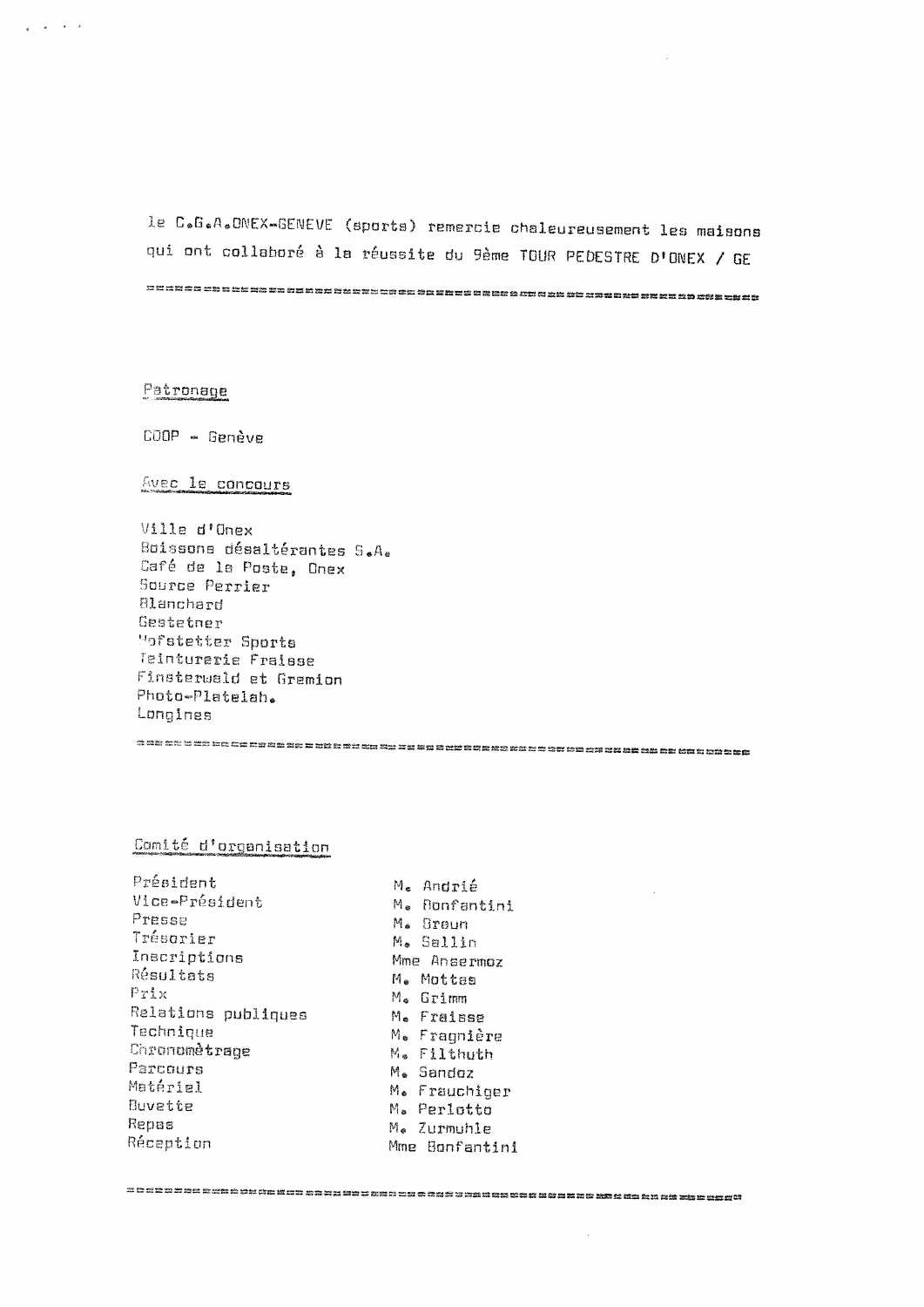le C.G.A.ONEX-GENEVE (sports) remercie chaleureusement les maisons qui ont collaboré à la réussite du 9ème TOUR PEDESTRE D'ONEX / GE

---

Patronage

COOP - Genève

Avec le concours

Ville d'Onex
Boissons désaltérantes S.A.
Café de la Poste, Onex
Source Perrier
Blanchard
Gestetner
Hofstetter Sports
Teinturerie Fraisse
Finsterwald et Gremion
Photo-Platelah.
Longines

---

Comité d'organisation

| | |
|---|---|
| Président | M. Andrié |
| Vice-Président | M. Bonfantini |
| Presse | M. Braun |
| Trésorier | M. Sallin |
| Inscriptions | Mme Ansermoz |
| Résultats | M. Mottas |
| Prix | M. Grimm |
| Relations publiques | M. Fraisse |
| Technique | M. Fragnière |
| Chronométrage | M. Filthuth |
| Parcours | M. Sandoz |
| Matériel | M. Frauchiger |
| Buvette | M. Perlotto |
| Repas | M. Zurmuhle |
| Réception | Mme Bonfantini |

---